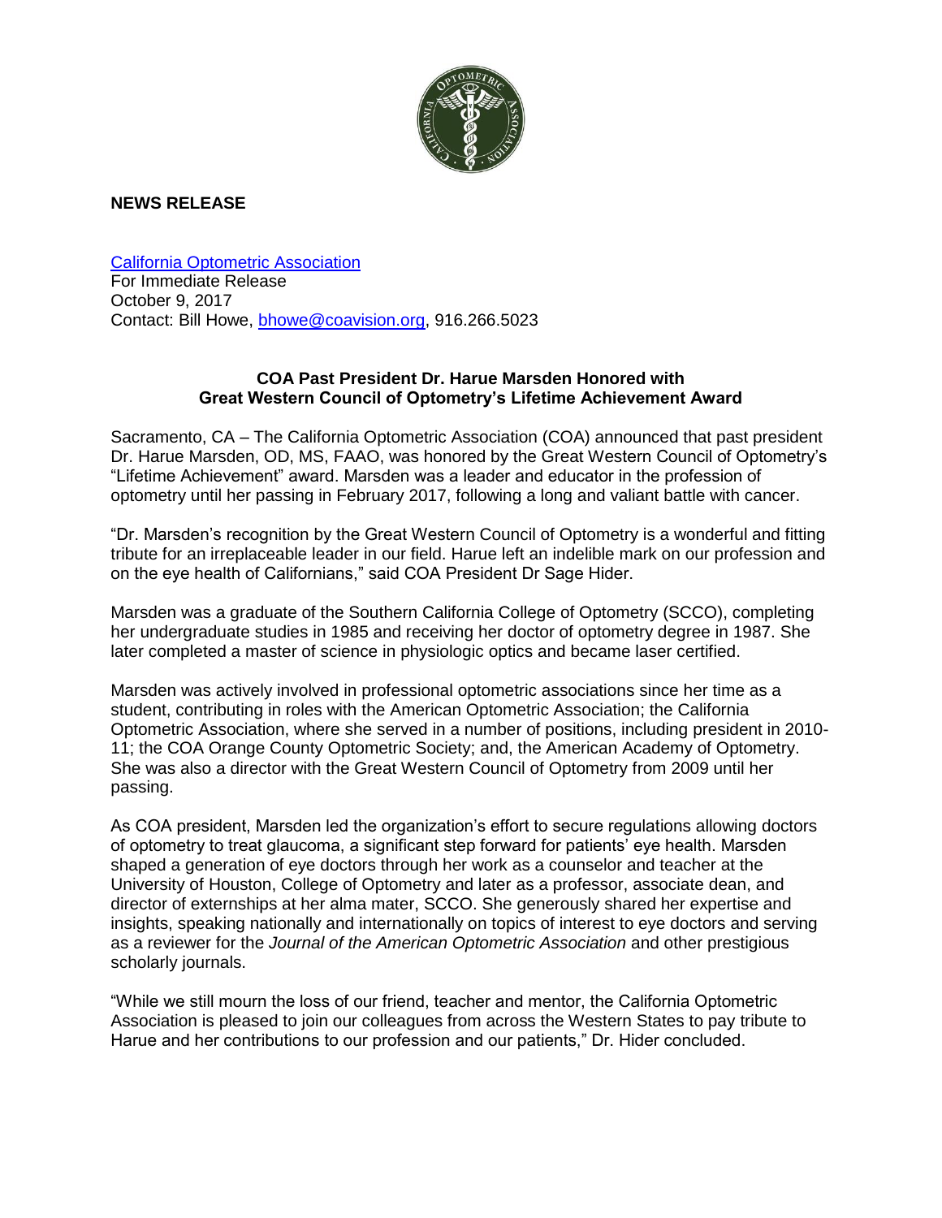**NEWS RELEASE**

California Optometric Association
For Immediate Release
October 9, 2017
Contact: Bill Howe, bhowe@coavision.org, 916.266.5023

**COA Past President Dr. Harue Marsden Honored with Great Western Council of Optometry's Lifetime Achievement Award**

Sacramento, CA – The California Optometric Association (COA) announced that past president Dr. Harue Marsden, OD, MS, FAAO, was honored by the Great Western Council of Optometry's "Lifetime Achievement" award. Marsden was a leader and educator in the profession of optometry until her passing in February 2017, following a long and valiant battle with cancer.

"Dr. Marsden's recognition by the Great Western Council of Optometry is a wonderful and fitting tribute for an irreplaceable leader in our field. Harue left an indelible mark on our profession and on the eye health of Californians," said COA President Dr Sage Hider.

Marsden was a graduate of the Southern California College of Optometry (SCCO), completing her undergraduate studies in 1985 and receiving her doctor of optometry degree in 1987. She later completed a master of science in physiologic optics and became laser certified.

Marsden was actively involved in professional optometric associations since her time as a student, contributing in roles with the American Optometric Association; the California Optometric Association, where she served in a number of positions, including president in 2010-11; the COA Orange County Optometric Society; and, the American Academy of Optometry. She was also a director with the Great Western Council of Optometry from 2009 until her passing.

As COA president, Marsden led the organization's effort to secure regulations allowing doctors of optometry to treat glaucoma, a significant step forward for patients' eye health. Marsden shaped a generation of eye doctors through her work as a counselor and teacher at the University of Houston, College of Optometry and later as a professor, associate dean, and director of externships at her alma mater, SCCO. She generously shared her expertise and insights, speaking nationally and internationally on topics of interest to eye doctors and serving as a reviewer for the *Journal of the American Optometric Association* and other prestigious scholarly journals.

"While we still mourn the loss of our friend, teacher and mentor, the California Optometric Association is pleased to join our colleagues from across the Western States to pay tribute to Harue and her contributions to our profession and our patients," Dr. Hider concluded.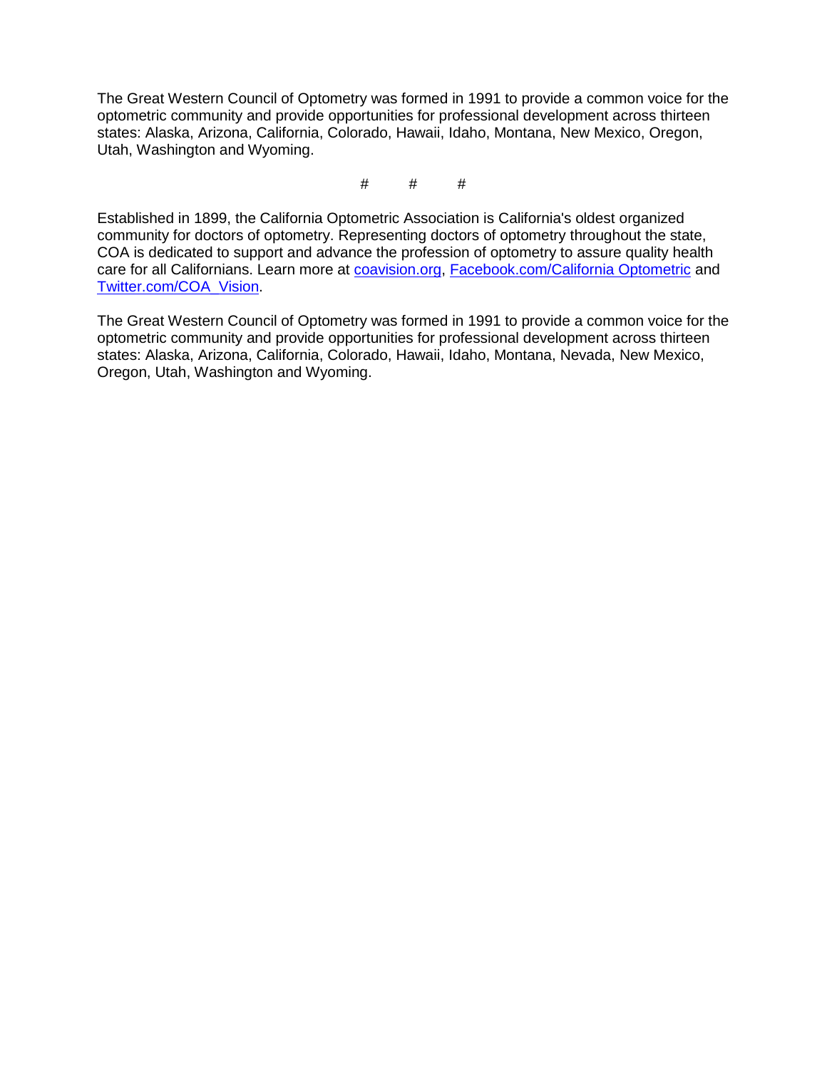The Great Western Council of Optometry was formed in 1991 to provide a common voice for the optometric community and provide opportunities for professional development across thirteen states: Alaska, Arizona, California, Colorado, Hawaii, Idaho, Montana, New Mexico, Oregon, Utah, Washington and Wyoming.

# # #

Established in 1899, the California Optometric Association is California's oldest organized community for doctors of optometry. Representing doctors of optometry throughout the state, COA is dedicated to support and advance the profession of optometry to assure quality health care for all Californians. Learn more at coavision.org, Facebook.com/California Optometric and Twitter.com/COA_Vision.

The Great Western Council of Optometry was formed in 1991 to provide a common voice for the optometric community and provide opportunities for professional development across thirteen states: Alaska, Arizona, California, Colorado, Hawaii, Idaho, Montana, Nevada, New Mexico, Oregon, Utah, Washington and Wyoming.